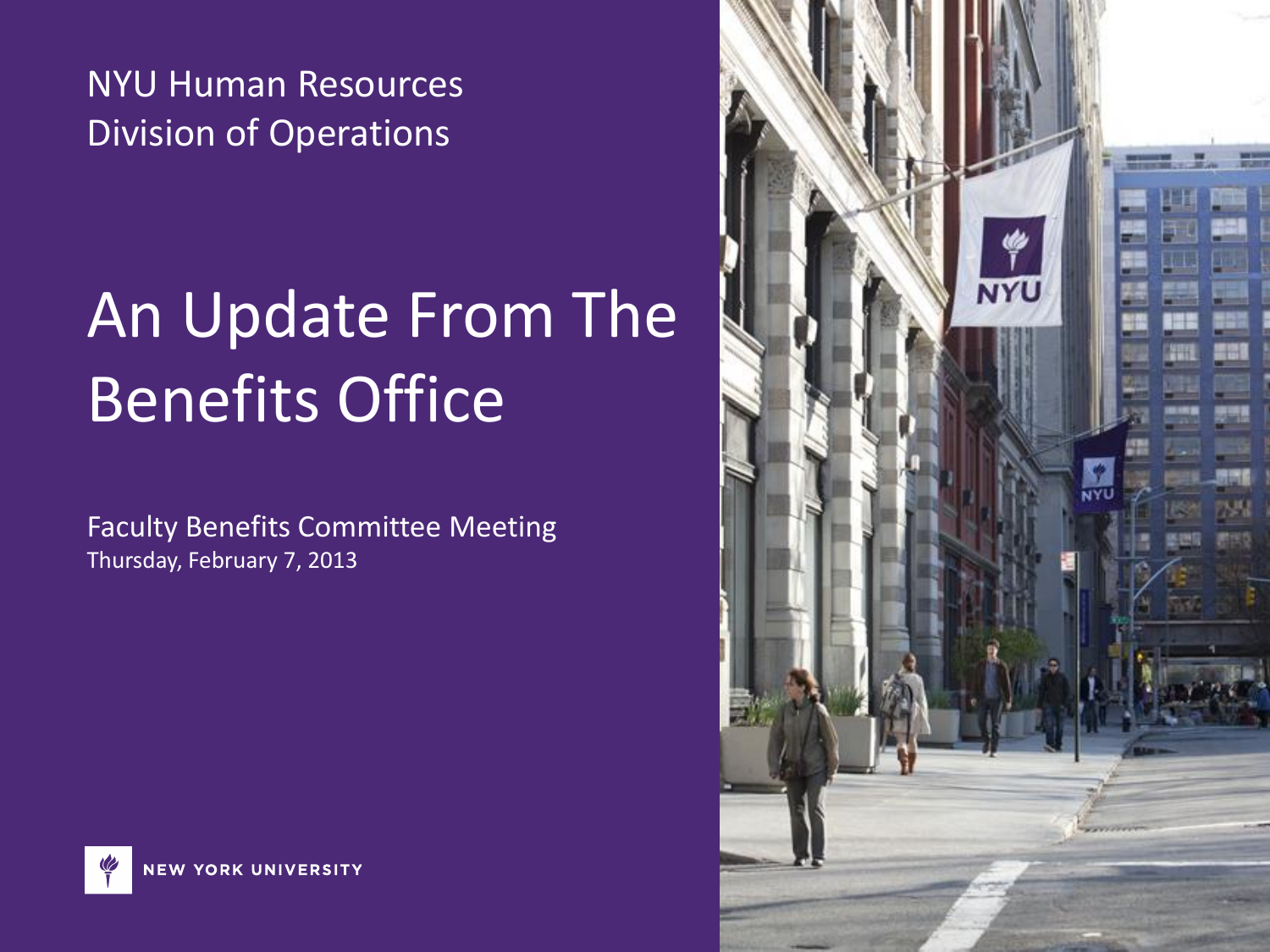NYU Human Resources
Division of Operations

# An Update From The Benefits Office

Faculty Benefits Committee Meeting
Thursday, February 7, 2013

NEW YORK UNIVERSITY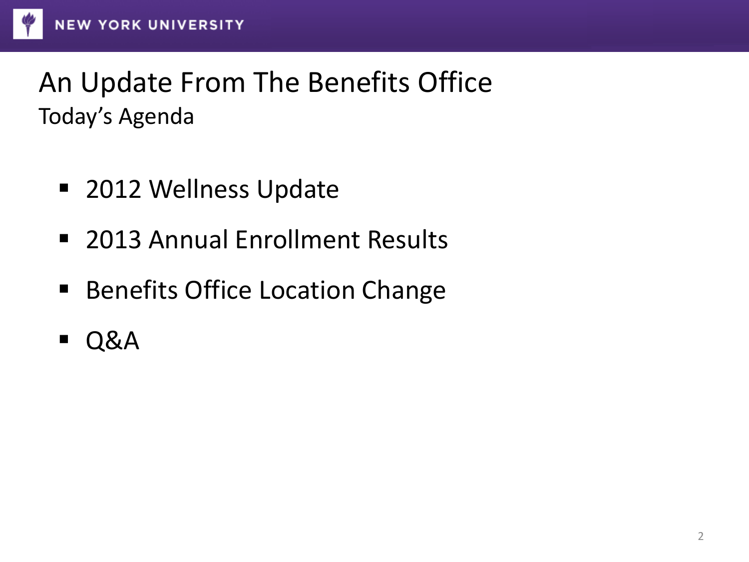# An Update From The Benefits Office

## Today's Agenda

- 2012 Wellness Update
- 2013 Annual Enrollment Results
- Benefits Office Location Change
- Q&A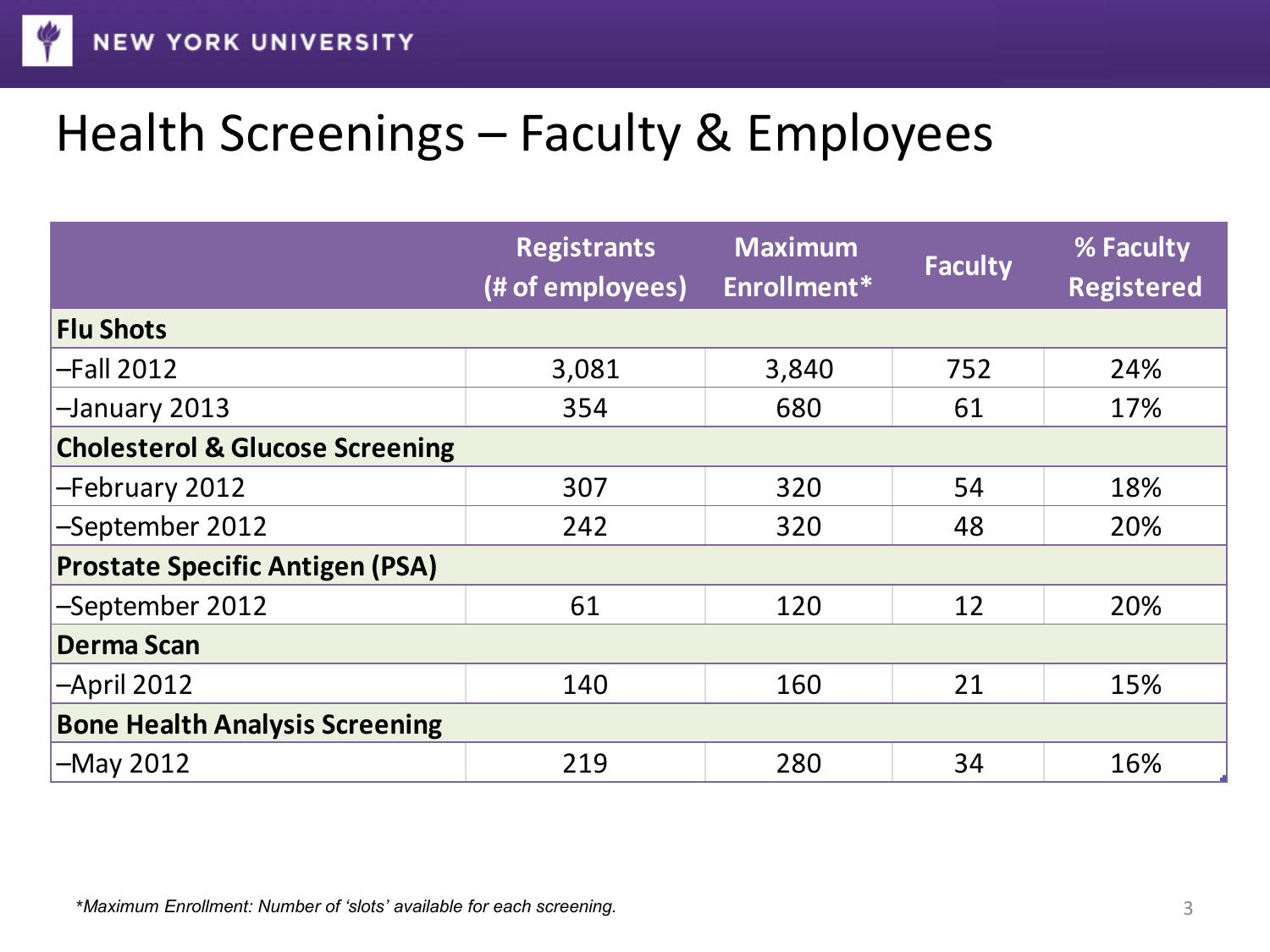# Health Screenings – Faculty & Employees

| | Registrants (# of employees) | Maximum Enrollment* | Faculty | % Faculty Registered |
|---|---|---|---|---|
| **Flu Shots** | | | | |
| –Fall 2012 | 3,081 | 3,840 | 752 | 24% |
| –January 2013 | 354 | 680 | 61 | 17% |
| **Cholesterol & Glucose Screening** | | | | |
| –February 2012 | 307 | 320 | 54 | 18% |
| –September 2012 | 242 | 320 | 48 | 20% |
| **Prostate Specific Antigen (PSA)** | | | | |
| –September 2012 | 61 | 120 | 12 | 20% |
| **Derma Scan** | | | | |
| –April 2012 | 140 | 160 | 21 | 15% |
| **Bone Health Analysis Screening** | | | | |
| –May 2012 | 219 | 280 | 34 | 16% |

*\*Maximum Enrollment: Number of 'slots' available for each screening.*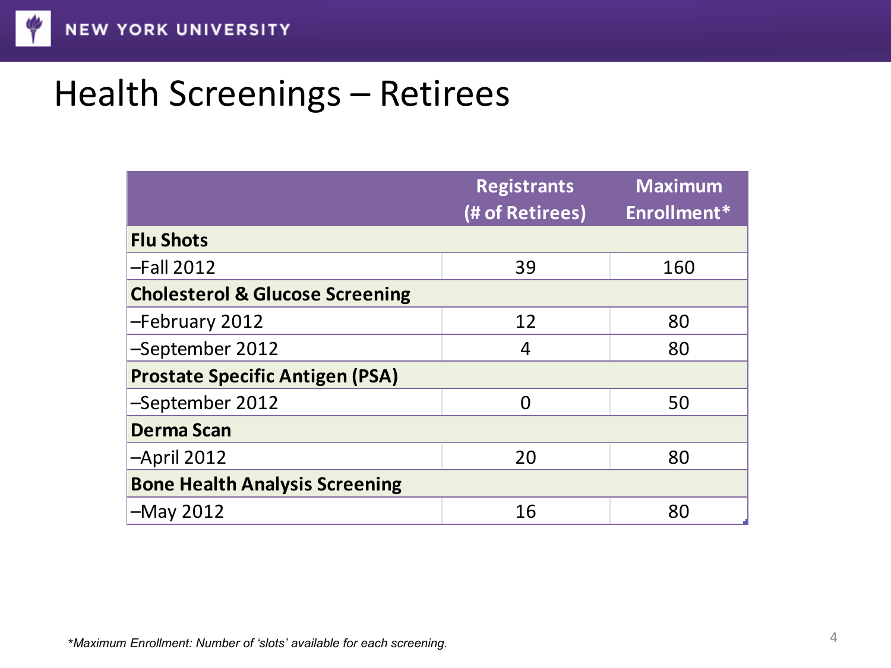# Health Screenings – Retirees

| | Registrants (# of Retirees) | Maximum Enrollment* |
|---|---|---|
| **Flu Shots** | | |
| –Fall 2012 | 39 | 160 |
| **Cholesterol & Glucose Screening** | | |
| –February 2012 | 12 | 80 |
| –September 2012 | 4 | 80 |
| **Prostate Specific Antigen (PSA)** | | |
| –September 2012 | 0 | 50 |
| **Derma Scan** | | |
| –April 2012 | 20 | 80 |
| **Bone Health Analysis Screening** | | |
| –May 2012 | 16 | 80 |

*\*Maximum Enrollment: Number of 'slots' available for each screening.*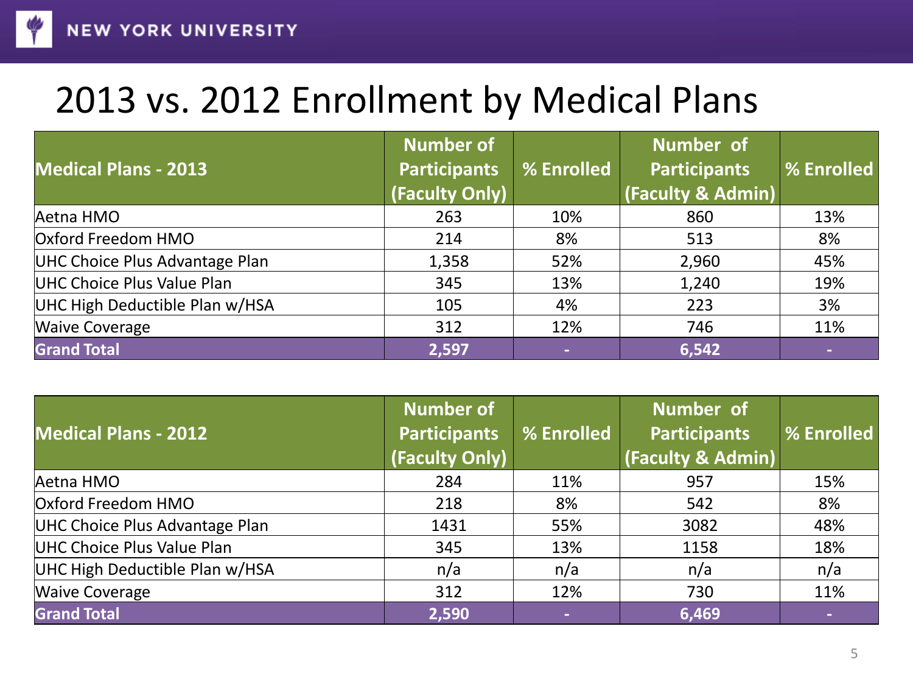# 2013 vs. 2012 Enrollment by Medical Plans

| Medical Plans - 2013 | Number of Participants (Faculty Only) | % Enrolled | Number of Participants (Faculty & Admin) | % Enrolled |
|---|---|---|---|---|
| Aetna HMO | 263 | 10% | 860 | 13% |
| Oxford Freedom HMO | 214 | 8% | 513 | 8% |
| UHC Choice Plus Advantage Plan | 1,358 | 52% | 2,960 | 45% |
| UHC Choice Plus Value Plan | 345 | 13% | 1,240 | 19% |
| UHC High Deductible Plan w/HSA | 105 | 4% | 223 | 3% |
| Waive Coverage | 312 | 12% | 746 | 11% |
| **Grand Total** | **2,597** | - | **6,542** | - |

| Medical Plans - 2012 | Number of Participants (Faculty Only) | % Enrolled | Number of Participants (Faculty & Admin) | % Enrolled |
|---|---|---|---|---|
| Aetna HMO | 284 | 11% | 957 | 15% |
| Oxford Freedom HMO | 218 | 8% | 542 | 8% |
| UHC Choice Plus Advantage Plan | 1431 | 55% | 3082 | 48% |
| UHC Choice Plus Value Plan | 345 | 13% | 1158 | 18% |
| UHC High Deductible Plan w/HSA | n/a | n/a | n/a | n/a |
| Waive Coverage | 312 | 12% | 730 | 11% |
| **Grand Total** | **2,590** | - | **6,469** | - |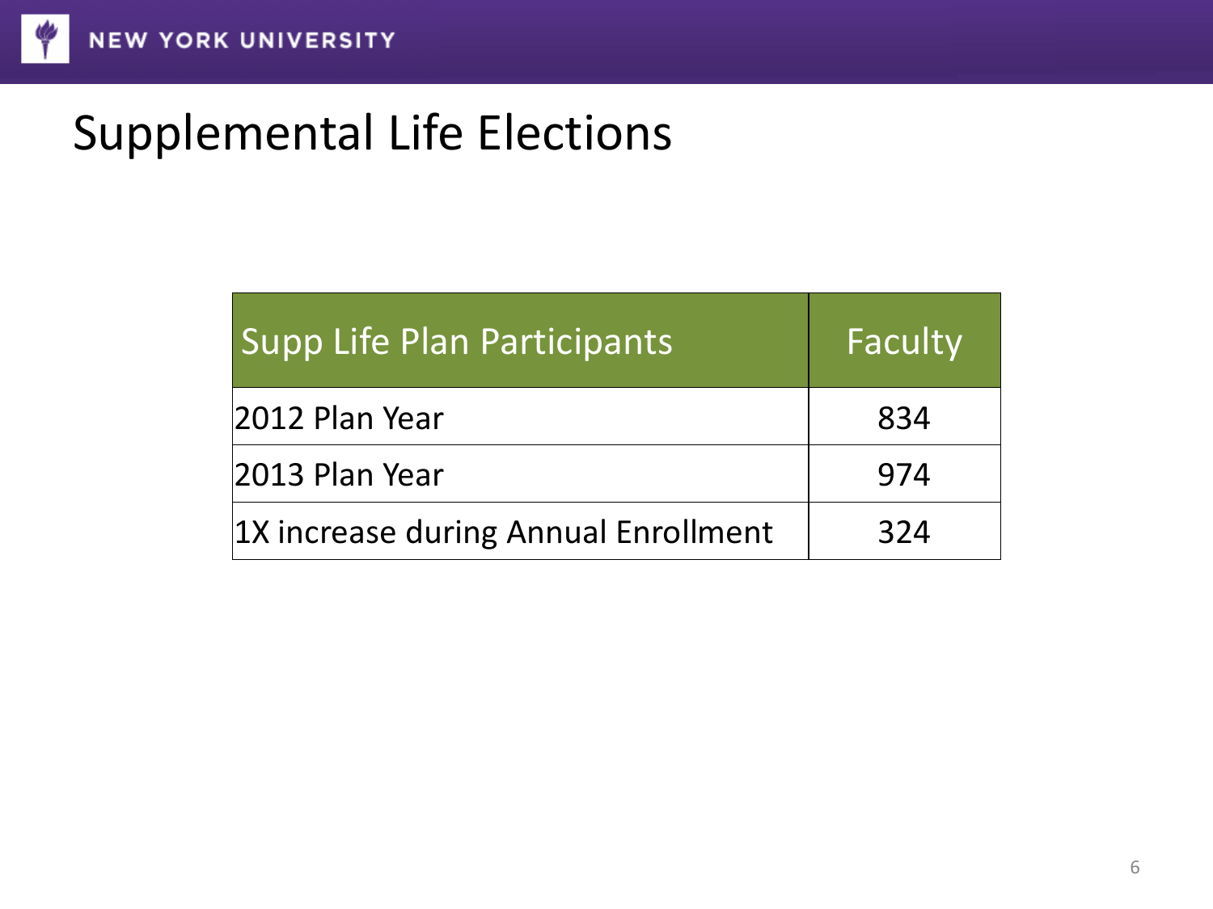# Supplemental Life Elections

| Supp Life Plan Participants | Faculty |
|---|---|
| 2012 Plan Year | 834 |
| 2013 Plan Year | 974 |
| 1X increase during Annual Enrollment | 324 |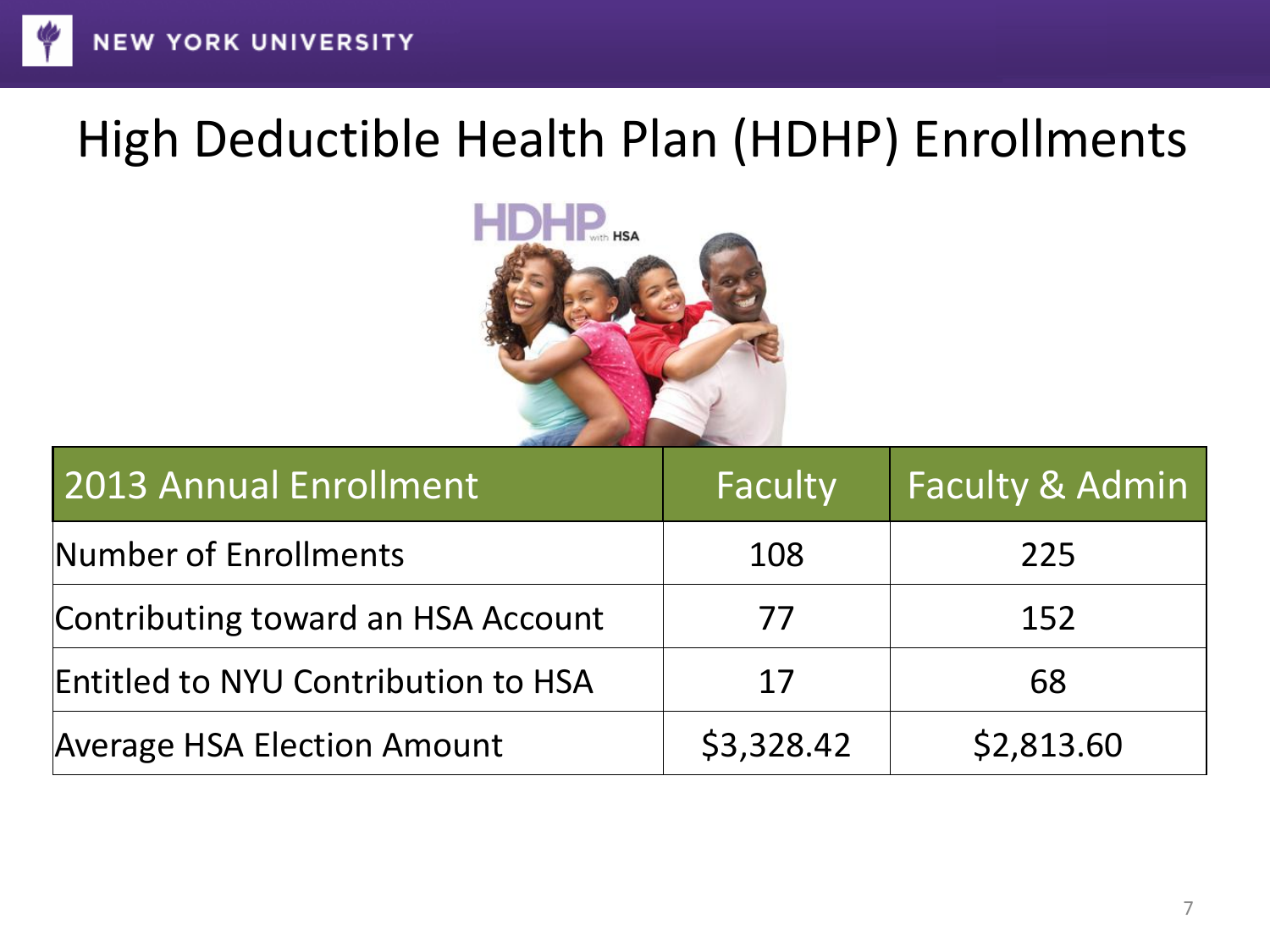# High Deductible Health Plan (HDHP) Enrollments

| 2013 Annual Enrollment | Faculty | Faculty & Admin |
|---|---|---|
| Number of Enrollments | 108 | 225 |
| Contributing toward an HSA Account | 77 | 152 |
| Entitled to NYU Contribution to HSA | 17 | 68 |
| Average HSA Election Amount | $3,328.42 | $2,813.60 |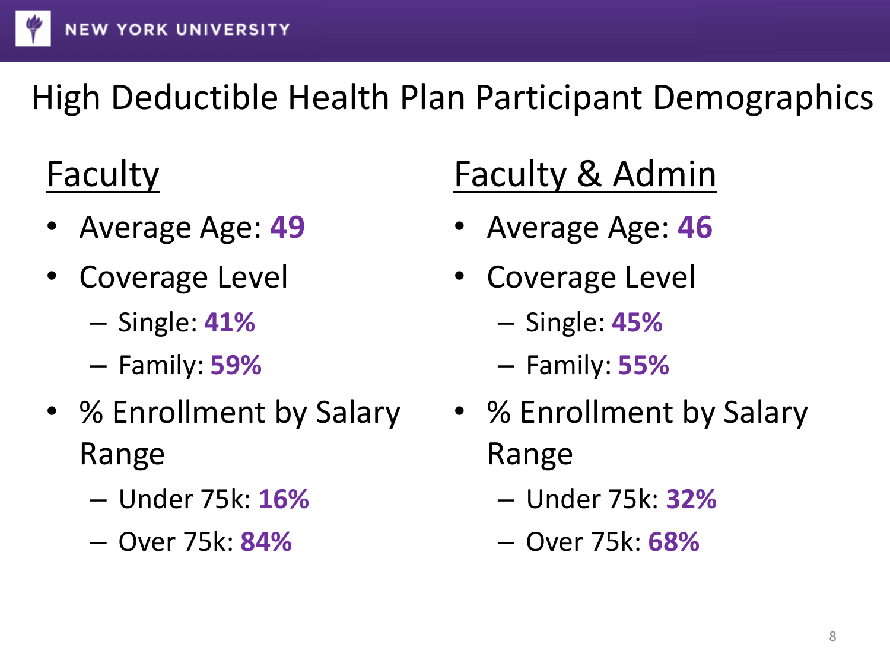# High Deductible Health Plan Participant Demographics

## Faculty

- Average Age: **49**
- Coverage Level
  - Single: **41%**
  - Family: **59%**
- % Enrollment by Salary Range
  - Under 75k: **16%**
  - Over 75k: **84%**

## Faculty & Admin

- Average Age: **46**
- Coverage Level
  - Single: **45%**
  - Family: **55%**
- % Enrollment by Salary Range
  - Under 75k: **32%**
  - Over 75k: **68%**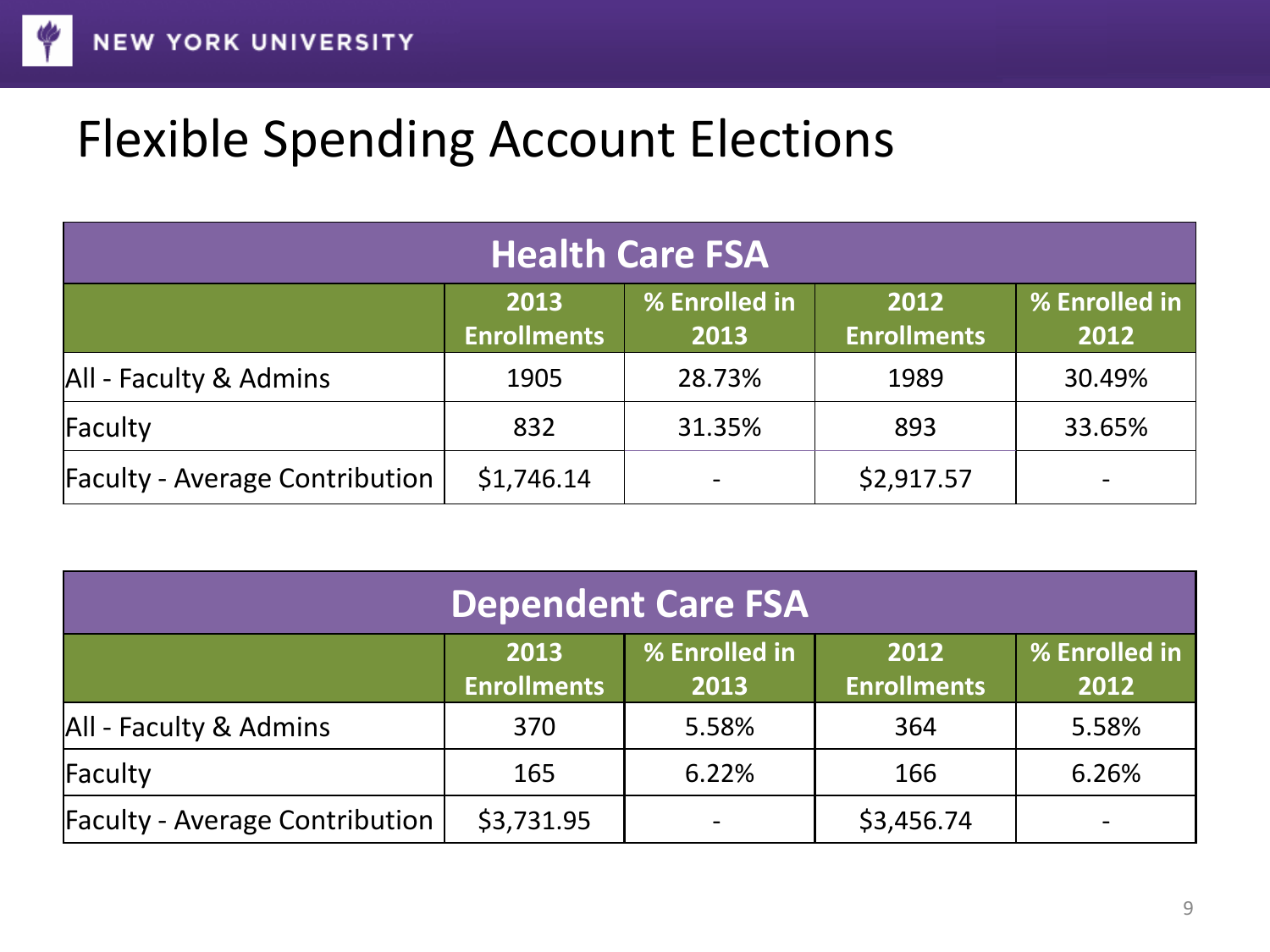# Flexible Spending Account Elections

| Health Care FSA | | | | |
|---|---|---|---|---|
| | 2013 Enrollments | % Enrolled in 2013 | 2012 Enrollments | % Enrolled in 2012 |
| All - Faculty & Admins | 1905 | 28.73% | 1989 | 30.49% |
| Faculty | 832 | 31.35% | 893 | 33.65% |
| Faculty - Average Contribution | $1,746.14 | - | $2,917.57 | - |

| Dependent Care FSA | | | | |
|---|---|---|---|---|
| | 2013 Enrollments | % Enrolled in 2013 | 2012 Enrollments | % Enrolled in 2012 |
| All - Faculty & Admins | 370 | 5.58% | 364 | 5.58% |
| Faculty | 165 | 6.22% | 166 | 6.26% |
| Faculty - Average Contribution | $3,731.95 | - | $3,456.74 | - |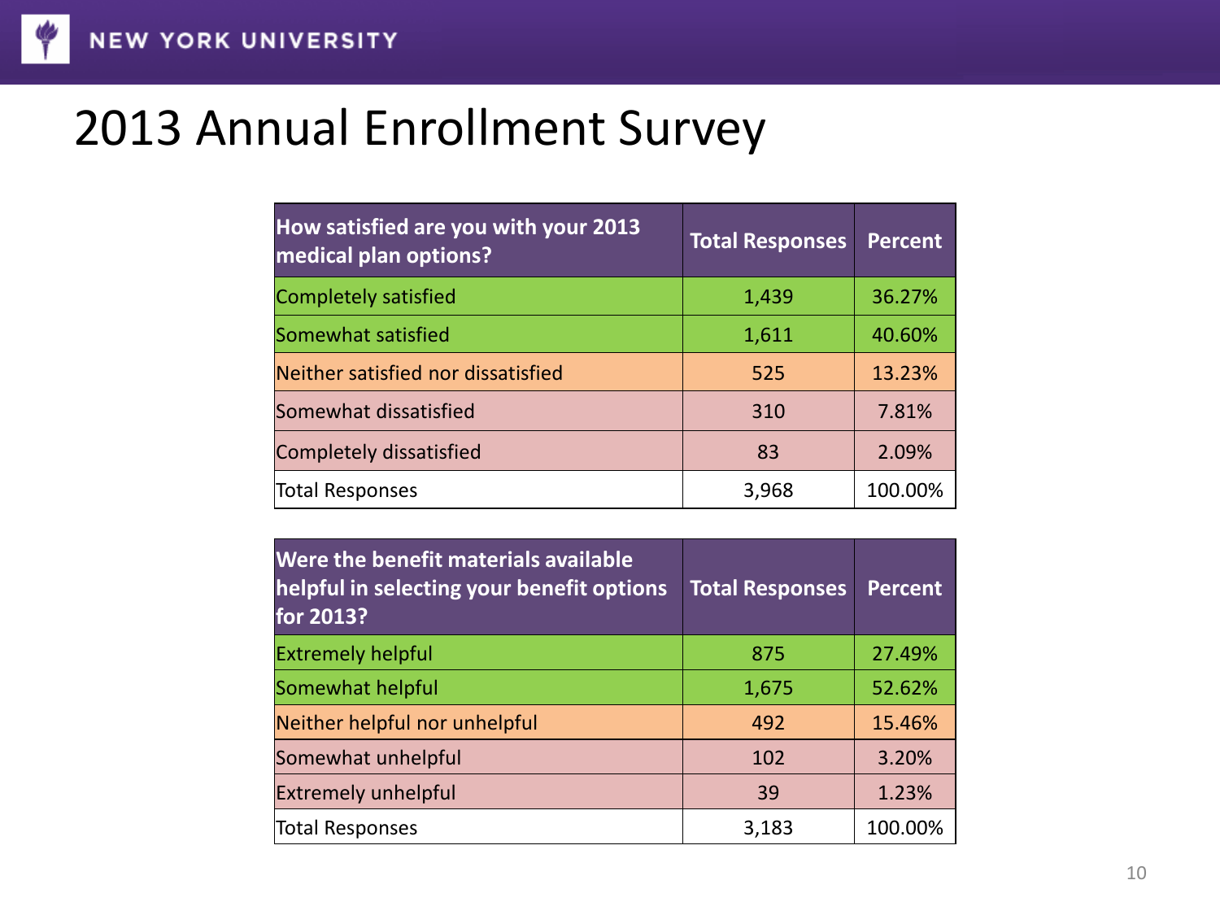# 2013 Annual Enrollment Survey

| How satisfied are you with your 2013 medical plan options? | Total Responses | Percent |
| --- | --- | --- |
| Completely satisfied | 1,439 | 36.27% |
| Somewhat satisfied | 1,611 | 40.60% |
| Neither satisfied nor dissatisfied | 525 | 13.23% |
| Somewhat dissatisfied | 310 | 7.81% |
| Completely dissatisfied | 83 | 2.09% |
| Total Responses | 3,968 | 100.00% |

| Were the benefit materials available helpful in selecting your benefit options for 2013? | Total Responses | Percent |
| --- | --- | --- |
| Extremely helpful | 875 | 27.49% |
| Somewhat helpful | 1,675 | 52.62% |
| Neither helpful nor unhelpful | 492 | 15.46% |
| Somewhat unhelpful | 102 | 3.20% |
| Extremely unhelpful | 39 | 1.23% |
| Total Responses | 3,183 | 100.00% |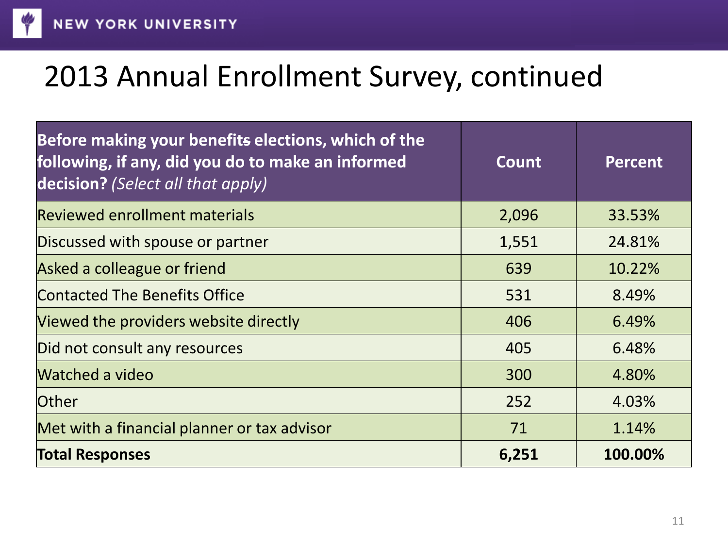# 2013 Annual Enrollment Survey, continued

| **Before making your benefits elections, which of the following, if any, did you do to make an informed decision?** *(Select all that apply)* | **Count** | **Percent** |
|---|---|---|
| Reviewed enrollment materials | 2,096 | 33.53% |
| Discussed with spouse or partner | 1,551 | 24.81% |
| Asked a colleague or friend | 639 | 10.22% |
| Contacted The Benefits Office | 531 | 8.49% |
| Viewed the providers website directly | 406 | 6.49% |
| Did not consult any resources | 405 | 6.48% |
| Watched a video | 300 | 4.80% |
| Other | 252 | 4.03% |
| Met with a financial planner or tax advisor | 71 | 1.14% |
| **Total Responses** | **6,251** | **100.00%** |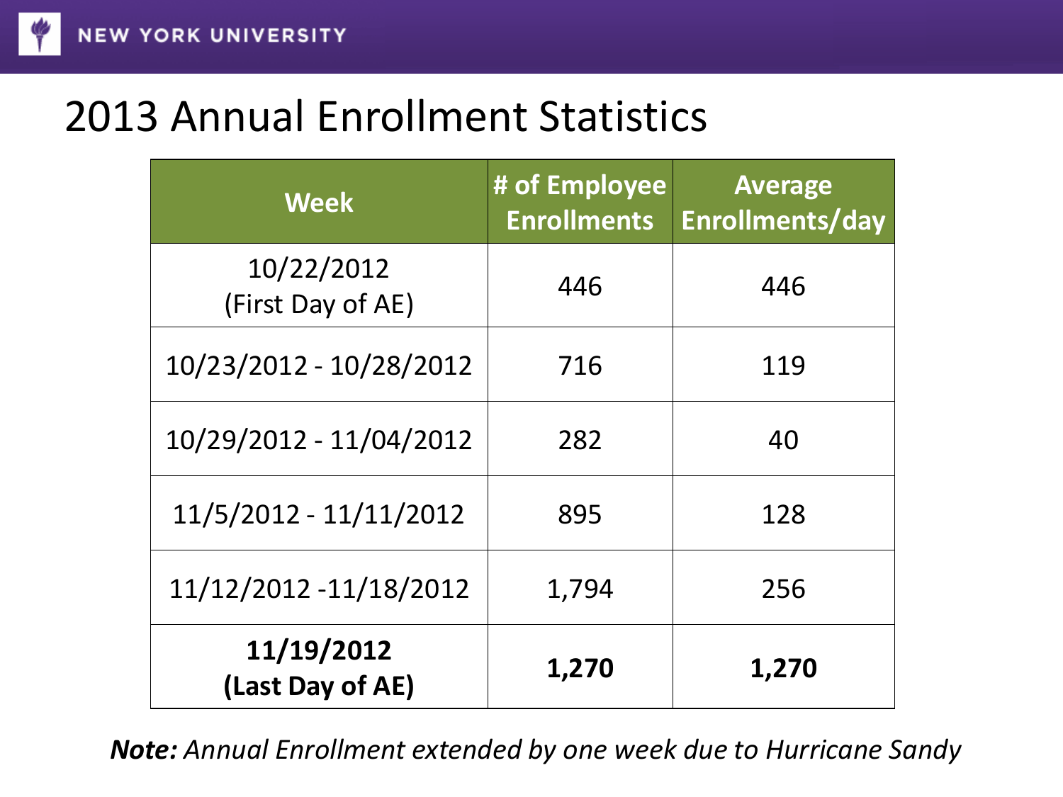# 2013 Annual Enrollment Statistics

| Week | # of Employee Enrollments | Average Enrollments/day |
|---|---|---|
| 10/22/2012 (First Day of AE) | 446 | 446 |
| 10/23/2012 - 10/28/2012 | 716 | 119 |
| 10/29/2012 - 11/04/2012 | 282 | 40 |
| 11/5/2012 - 11/11/2012 | 895 | 128 |
| 11/12/2012 -11/18/2012 | 1,794 | 256 |
| **11/19/2012 (Last Day of AE)** | **1,270** | **1,270** |

***Note:** Annual Enrollment extended by one week due to Hurricane Sandy*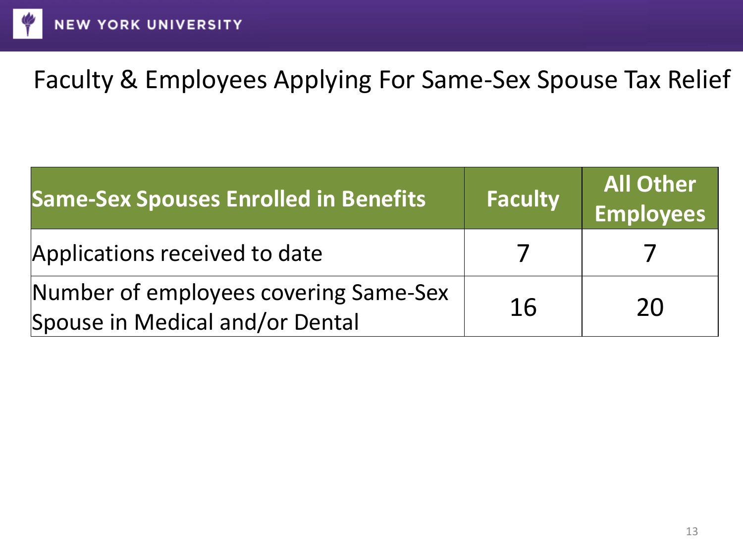# Faculty & Employees Applying For Same-Sex Spouse Tax Relief

| Same-Sex Spouses Enrolled in Benefits | Faculty | All Other Employees |
|---|---|---|
| Applications received to date | 7 | 7 |
| Number of employees covering Same-Sex Spouse in Medical and/or Dental | 16 | 20 |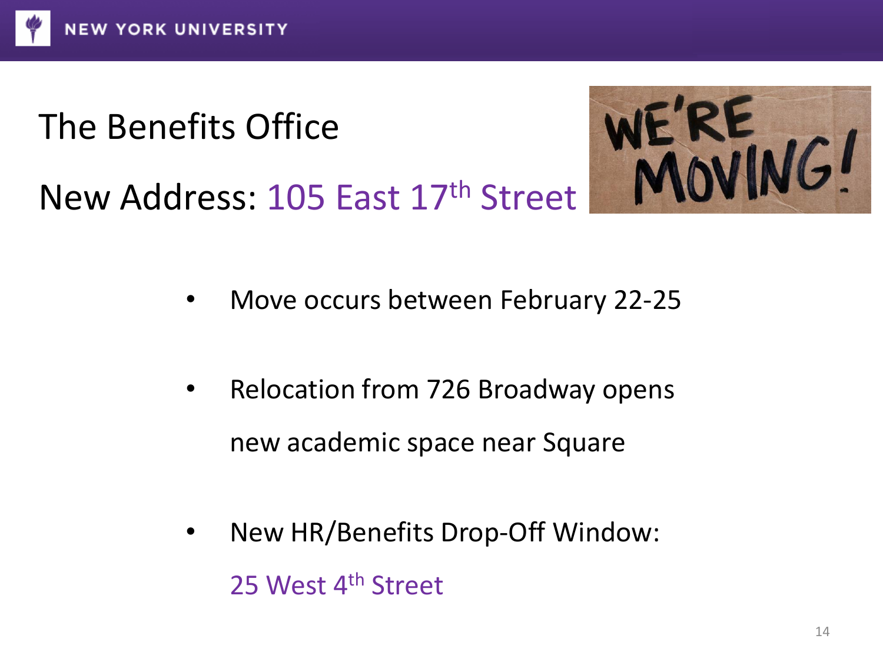## The Benefits Office

## New Address: 105 East 17th Street

- Move occurs between February 22-25
- Relocation from 726 Broadway opens new academic space near Square
- New HR/Benefits Drop-Off Window: 25 West 4th Street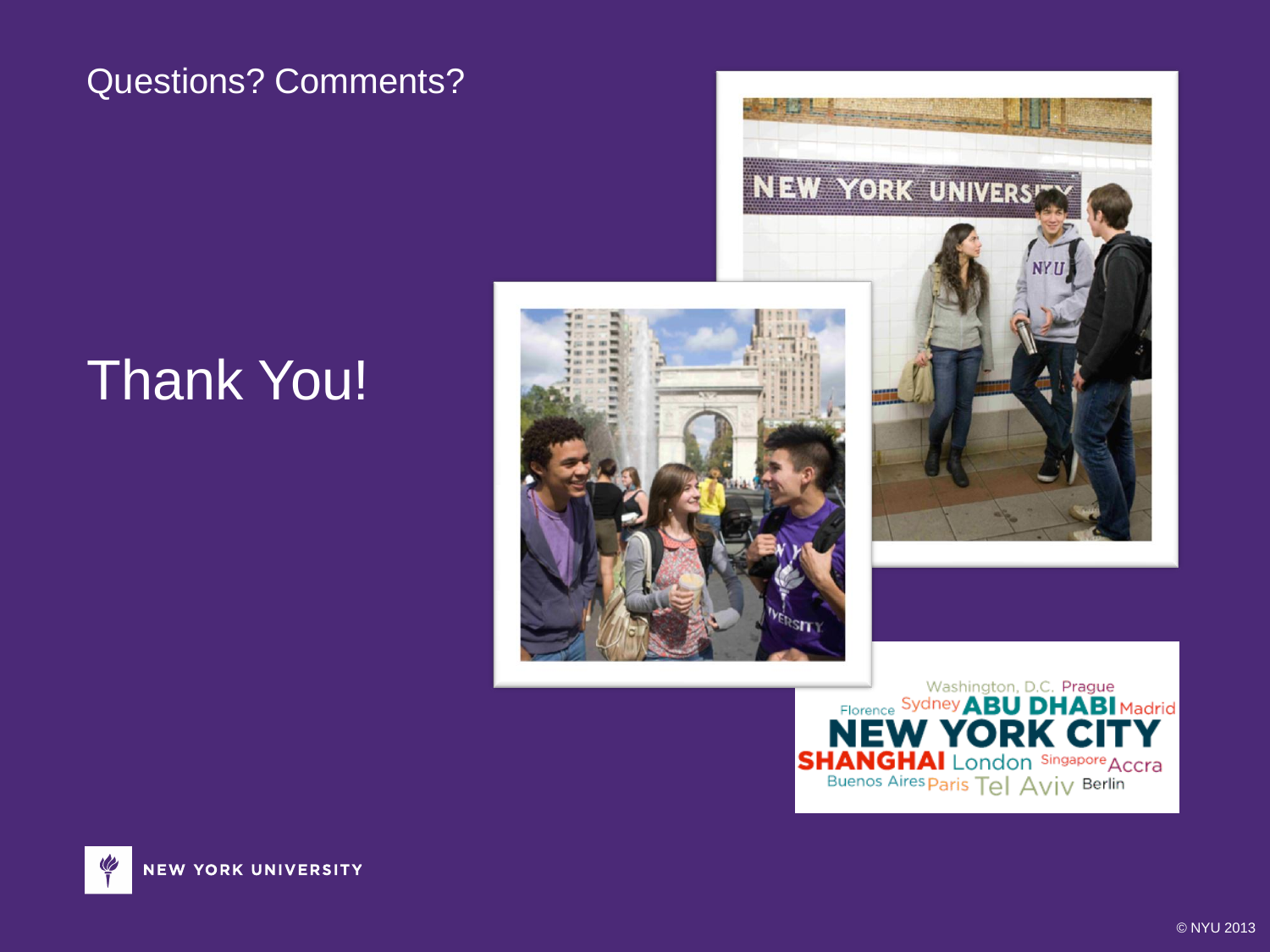Questions? Comments?

# Thank You!

Washington, D.C. Prague
Florence Sydney ABU DHABI Madrid
NEW YORK CITY
SHANGHAI London Singapore Accra
Buenos Aires Paris Tel Aviv Berlin

NEW YORK UNIVERSITY

© NYU 2013